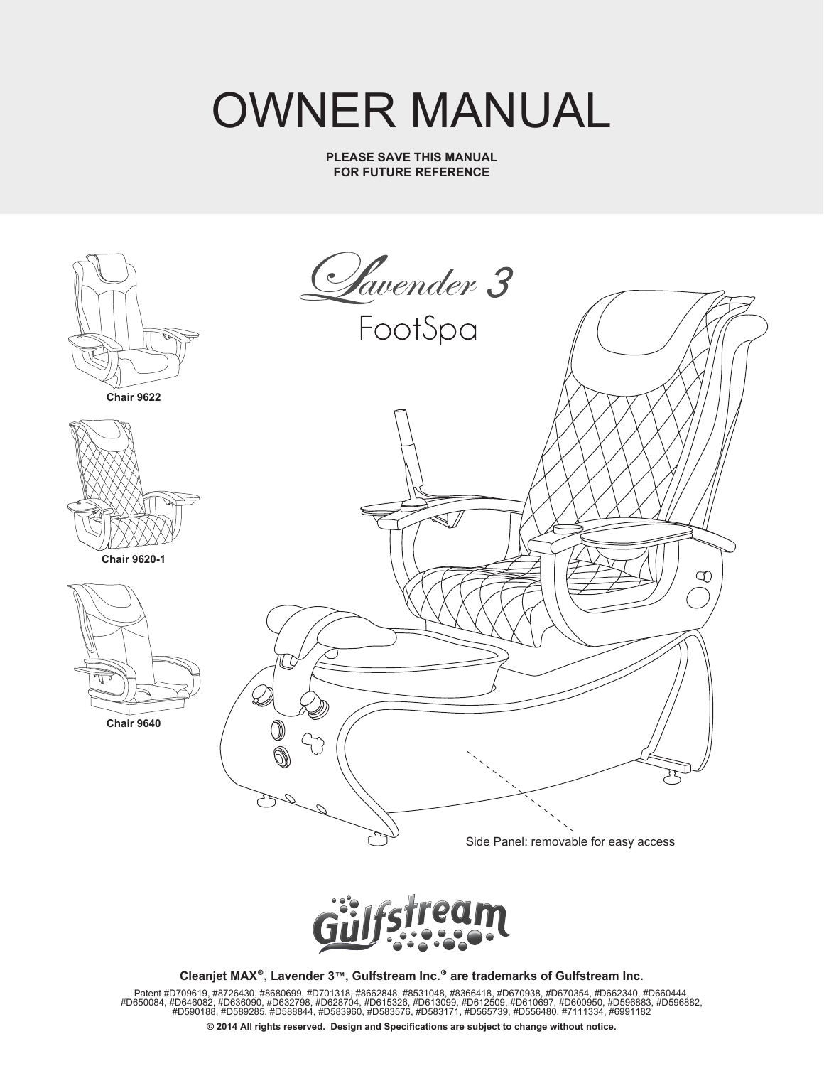# OWNER MANUAL

**PLEASE SAVE THIS MANUAL FOR FUTURE REFERENCE**

## *Lavender 3*
## FootSpa

**Chair 9622**

**Chair 9620-1**

**Chair 9640**

Side Panel: removable for easy access

Gulfstream

**Cleanjet MAX®, Lavender 3™, Gulfstream Inc.® are trademarks of Gulfstream Inc.**

Patent #D709619, #8726430, #8680699, #D701318, #8662848, #8531048, #8366418, #D670938, #D670354, #D662340, #D660444, #D650084, #D646082, #D636090, #D632798, #D628704, #D615326, #D613099, #D612509, #D610697, #D600950, #D596883, #D596882, #D590188, #D589285, #D588844, #D583960, #D583576, #D583171, #D565739, #D556480, #7111334, #6991182

**© 2014 All rights reserved. Design and Specifications are subject to change without notice.**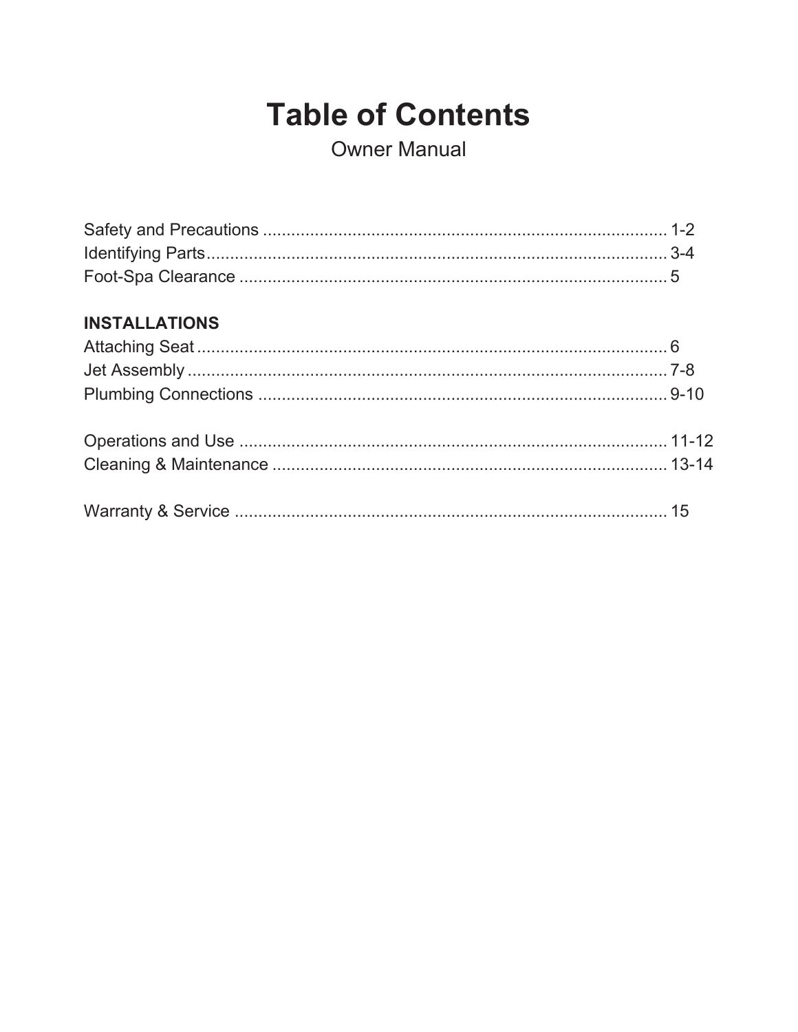# Table of Contents

Owner Manual

Safety and Precautions ........................................................................................ 1-2
Identifying Parts.................................................................................................... 3-4
Foot-Spa Clearance ............................................................................................. 5

**INSTALLATIONS**

Attaching Seat ...................................................................................................... 6
Jet Assembly ........................................................................................................ 7-8
Plumbing Connections ......................................................................................... 9-10

Operations and Use ............................................................................................. 11-12
Cleaning & Maintenance ...................................................................................... 13-14

Warranty & Service .............................................................................................. 15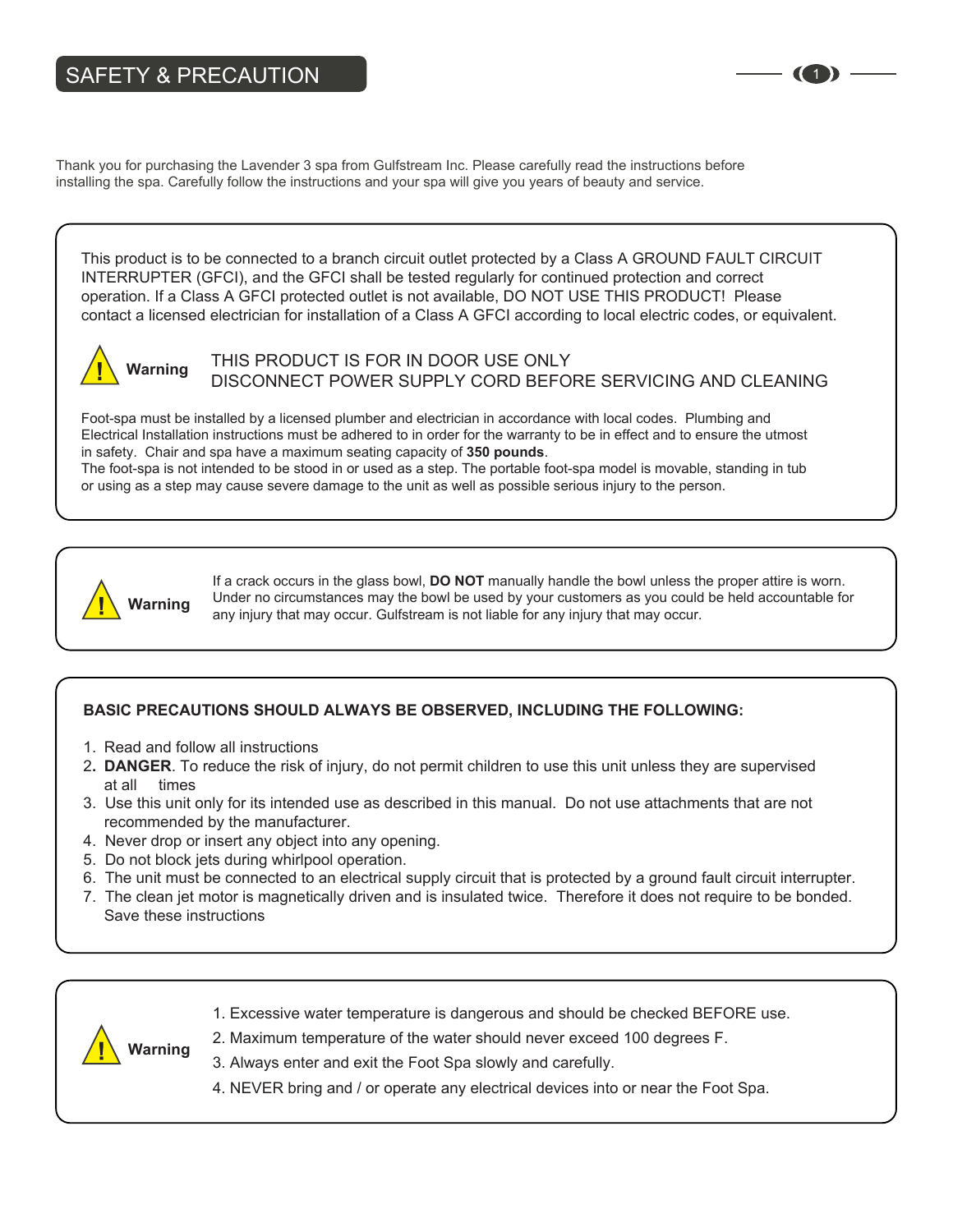# SAFETY & PRECAUTION

Thank you for purchasing the Lavender 3 spa from Gulfstream Inc. Please carefully read the instructions before installing the spa. Carefully follow the instructions and your spa will give you years of beauty and service.

This product is to be connected to a branch circuit outlet protected by a Class A GROUND FAULT CIRCUIT INTERRUPTER (GFCI), and the GFCI shall be tested regularly for continued protection and correct operation. If a Class A GFCI protected outlet is not available, DO NOT USE THIS PRODUCT! Please contact a licensed electrician for installation of a Class A GFCI according to local electric codes, or equivalent.

**Warning** THIS PRODUCT IS FOR IN DOOR USE ONLY
DISCONNECT POWER SUPPLY CORD BEFORE SERVICING AND CLEANING

Foot-spa must be installed by a licensed plumber and electrician in accordance with local codes. Plumbing and Electrical Installation instructions must be adhered to in order for the warranty to be in effect and to ensure the utmost in safety. Chair and spa have a maximum seating capacity of **350 pounds**.
The foot-spa is not intended to be stood in or used as a step. The portable foot-spa model is movable, standing in tub or using as a step may cause severe damage to the unit as well as possible serious injury to the person.

**Warning** If a crack occurs in the glass bowl, **DO NOT** manually handle the bowl unless the proper attire is worn. Under no circumstances may the bowl be used by your customers as you could be held accountable for any injury that may occur. Gulfstream is not liable for any injury that may occur.

**BASIC PRECAUTIONS SHOULD ALWAYS BE OBSERVED, INCLUDING THE FOLLOWING:**

1. Read and follow all instructions
2. **DANGER**. To reduce the risk of injury, do not permit children to use this unit unless they are supervised at all times
3. Use this unit only for its intended use as described in this manual. Do not use attachments that are not recommended by the manufacturer.
4. Never drop or insert any object into any opening.
5. Do not block jets during whirlpool operation.
6. The unit must be connected to an electrical supply circuit that is protected by a ground fault circuit interrupter.
7. The clean jet motor is magnetically driven and is insulated twice. Therefore it does not require to be bonded.

Save these instructions

**Warning**

1. Excessive water temperature is dangerous and should be checked BEFORE use.
2. Maximum temperature of the water should never exceed 100 degrees F.
3. Always enter and exit the Foot Spa slowly and carefully.
4. NEVER bring and / or operate any electrical devices into or near the Foot Spa.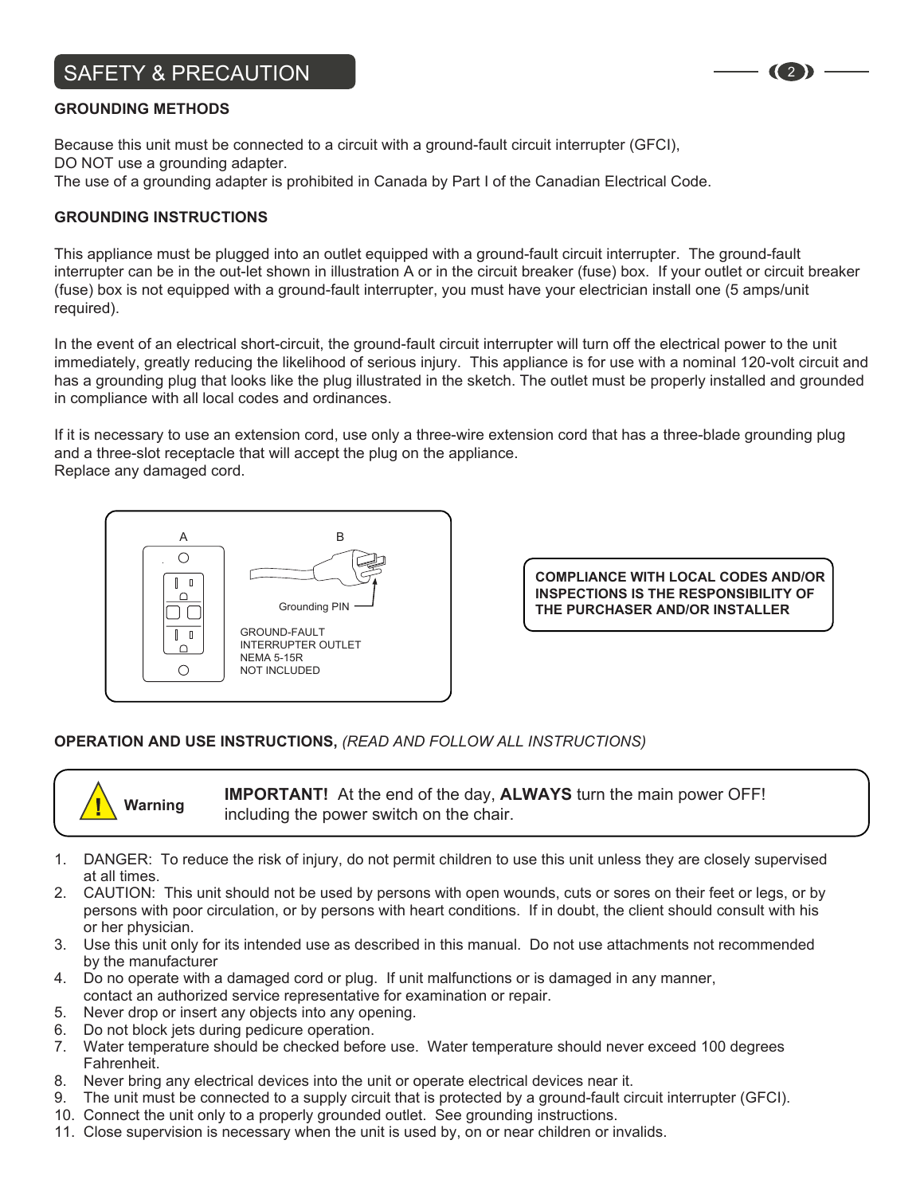## SAFETY & PRECAUTION

### GROUNDING METHODS

Because this unit must be connected to a circuit with a ground-fault circuit interrupter (GFCI),
DO NOT use a grounding adapter.
The use of a grounding adapter is prohibited in Canada by Part I of the Canadian Electrical Code.

### GROUNDING INSTRUCTIONS

This appliance must be plugged into an outlet equipped with a ground-fault circuit interrupter. The ground-fault interrupter can be in the out-let shown in illustration A or in the circuit breaker (fuse) box. If your outlet or circuit breaker (fuse) box is not equipped with a ground-fault interrupter, you must have your electrician install one (5 amps/unit required).

In the event of an electrical short-circuit, the ground-fault circuit interrupter will turn off the electrical power to the unit immediately, greatly reducing the likelihood of serious injury. This appliance is for use with a nominal 120-volt circuit and has a grounding plug that looks like the plug illustrated in the sketch. The outlet must be properly installed and grounded in compliance with all local codes and ordinances.

If it is necessary to use an extension cord, use only a three-wire extension cord that has a three-blade grounding plug and a three-slot receptacle that will accept the plug on the appliance.
Replace any damaged cord.

A

B

Grounding PIN

GROUND-FAULT
INTERRUPTER OUTLET
NEMA 5-15R
NOT INCLUDED

**COMPLIANCE WITH LOCAL CODES AND/OR INSPECTIONS IS THE RESPONSIBILITY OF THE PURCHASER AND/OR INSTALLER**

### OPERATION AND USE INSTRUCTIONS, *(READ AND FOLLOW ALL INSTRUCTIONS)*

**Warning** — **IMPORTANT!** At the end of the day, **ALWAYS** turn the main power OFF! including the power switch on the chair.

1. DANGER: To reduce the risk of injury, do not permit children to use this unit unless they are closely supervised at all times.
2. CAUTION: This unit should not be used by persons with open wounds, cuts or sores on their feet or legs, or by persons with poor circulation, or by persons with heart conditions. If in doubt, the client should consult with his or her physician.
3. Use this unit only for its intended use as described in this manual. Do not use attachments not recommended by the manufacturer
4. Do no operate with a damaged cord or plug. If unit malfunctions or is damaged in any manner, contact an authorized service representative for examination or repair.
5. Never drop or insert any objects into any opening.
6. Do not block jets during pedicure operation.
7. Water temperature should be checked before use. Water temperature should never exceed 100 degrees Fahrenheit.
8. Never bring any electrical devices into the unit or operate electrical devices near it.
9. The unit must be connected to a supply circuit that is protected by a ground-fault circuit interrupter (GFCI).
10. Connect the unit only to a properly grounded outlet. See grounding instructions.
11. Close supervision is necessary when the unit is used by, on or near children or invalids.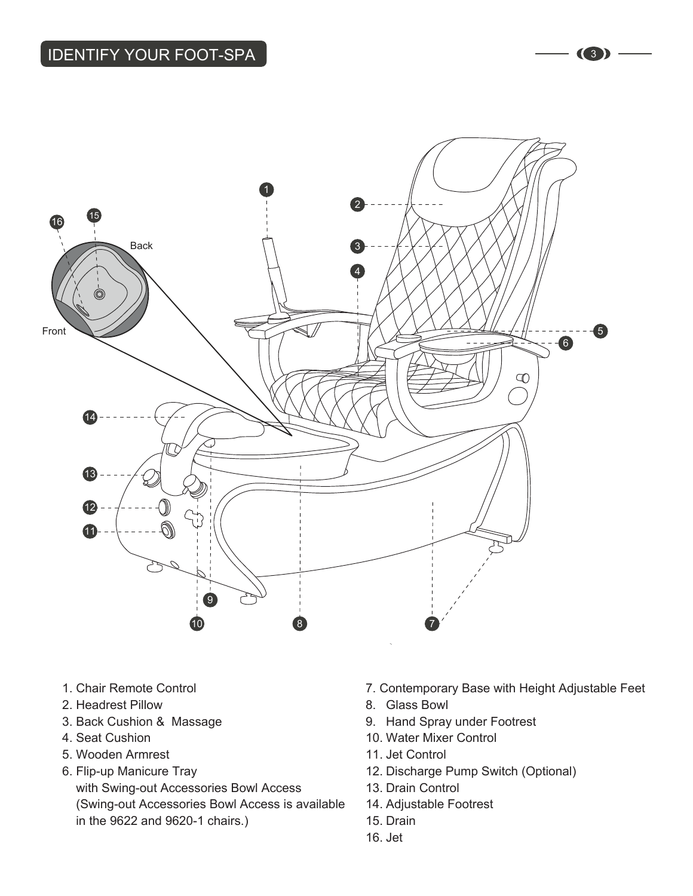## IDENTIFY YOUR FOOT-SPA

1. Chair Remote Control
2. Headrest Pillow
3. Back Cushion & Massage
4. Seat Cushion
5. Wooden Armrest
6. Flip-up Manicure Tray with Swing-out Accessories Bowl Access (Swing-out Accessories Bowl Access is available in the 9622 and 9620-1 chairs.)
7. Contemporary Base with Height Adjustable Feet
8. Glass Bowl
9. Hand Spray under Footrest
10. Water Mixer Control
11. Jet Control
12. Discharge Pump Switch (Optional)
13. Drain Control
14. Adjustable Footrest
15. Drain
16. Jet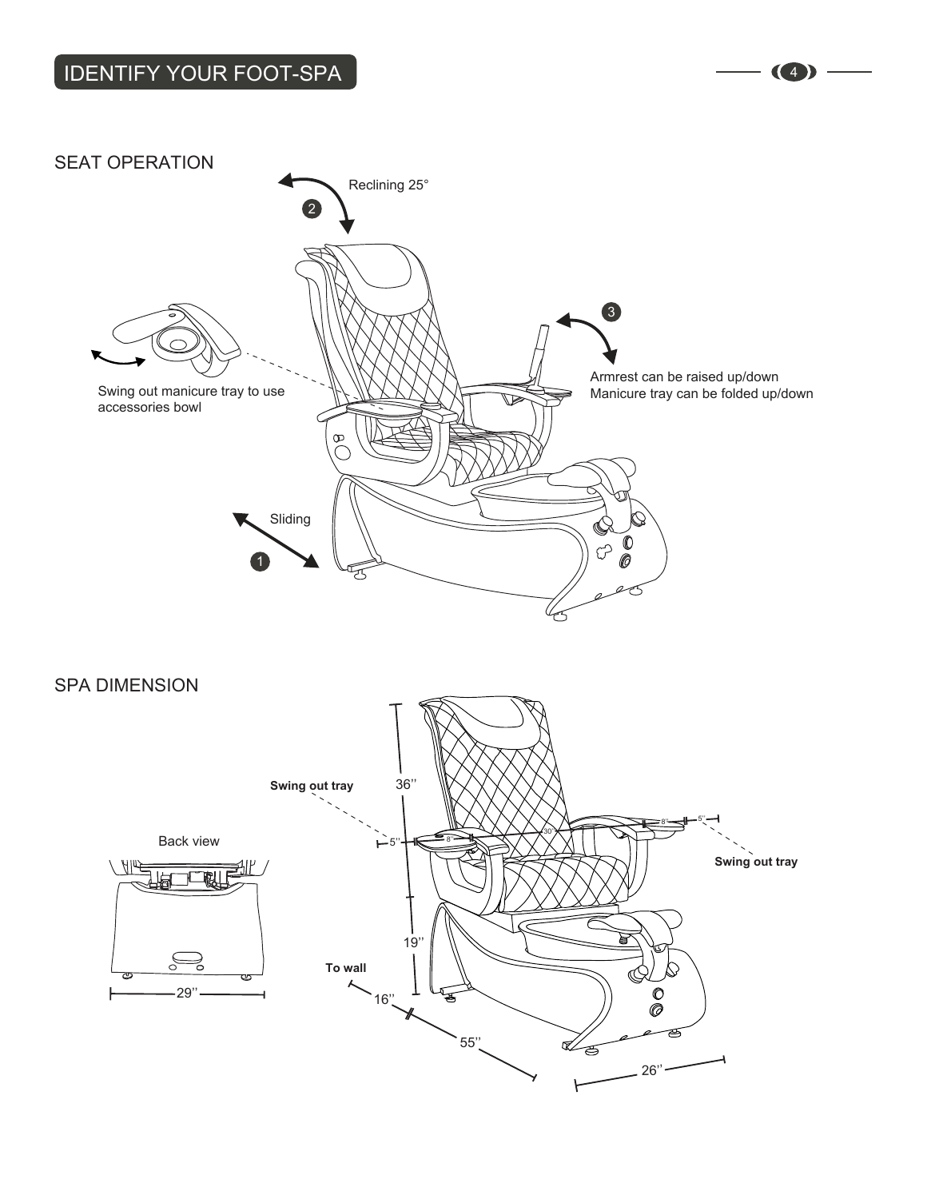# IDENTIFY YOUR FOOT-SPA

## SEAT OPERATION

Reclining 25°

Swing out manicure tray to use accessories bowl

Armrest can be raised up/down
Manicure tray can be folded up/down

Sliding

## SPA DIMENSION

Back view

29''

**Swing out tray**

36''

5''

8''

30''

8''

5''

**Swing out tray**

19''

**To wall**

16''

55''

26''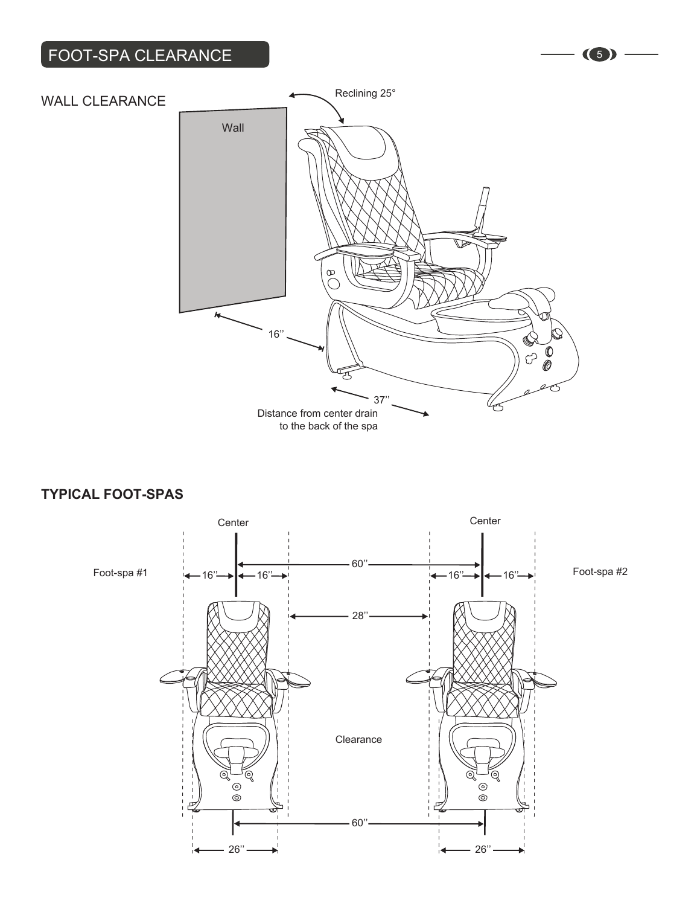# FOOT-SPA CLEARANCE

## WALL CLEARANCE

Wall

Reclining 25°

16''

37''

Distance from center drain to the back of the spa

## TYPICAL FOOT-SPAS

Foot-spa #1

Center

16''

16''

60''

Center

16''

16''

Foot-spa #2

28''

Clearance

60''

26''

26''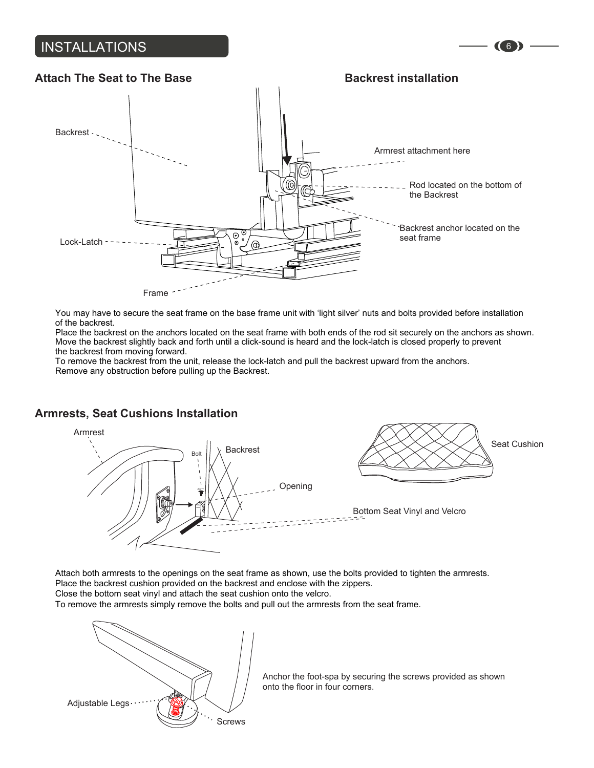# INSTALLATIONS

## Attach The Seat to The Base

## Backrest installation

Backrest

Armrest attachment here

Rod located on the bottom of the Backrest

Backrest anchor located on the seat frame

Lock-Latch

Frame

You may have to secure the seat frame on the base frame unit with 'light silver' nuts and bolts provided before installation of the backrest.
Place the backrest on the anchors located on the seat frame with both ends of the rod sit securely on the anchors as shown.
Move the backrest slightly back and forth until a click-sound is heard and the lock-latch is closed properly to prevent the backrest from moving forward.
To remove the backrest from the unit, release the lock-latch and pull the backrest upward from the anchors.
Remove any obstruction before pulling up the Backrest.

## Armrests, Seat Cushions Installation

Armrest

Bolt

Backrest

Opening

Seat Cushion

Bottom Seat Vinyl and Velcro

Attach both armrests to the openings on the seat frame as shown, use the bolts provided to tighten the armrests.
Place the backrest cushion provided on the backrest and enclose with the zippers.
Close the bottom seat vinyl and attach the seat cushion onto the velcro.
To remove the armrests simply remove the bolts and pull out the armrests from the seat frame.

Adjustable Legs

Screws

Anchor the foot-spa by securing the screws provided as shown onto the floor in four corners.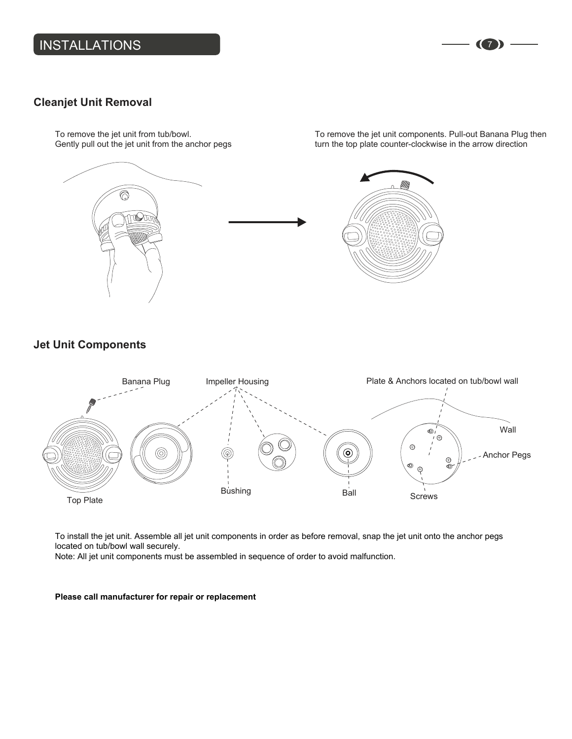## INSTALLATIONS

### Cleanjet Unit Removal

To remove the jet unit from tub/bowl.
Gently pull out the jet unit from the anchor pegs

To remove the jet unit components. Pull-out Banana Plug then turn the top plate counter-clockwise in the arrow direction

### Jet Unit Components

Banana Plug, Impeller Housing, Plate & Anchors located on tub/bowl wall, Wall, Anchor Pegs, Top Plate, Bushing, Ball, Screws

To install the jet unit. Assemble all jet unit components in order as before removal, snap the jet unit onto the anchor pegs located on tub/bowl wall securely.
Note: All jet unit components must be assembled in sequence of order to avoid malfunction.

**Please call manufacturer for repair or replacement**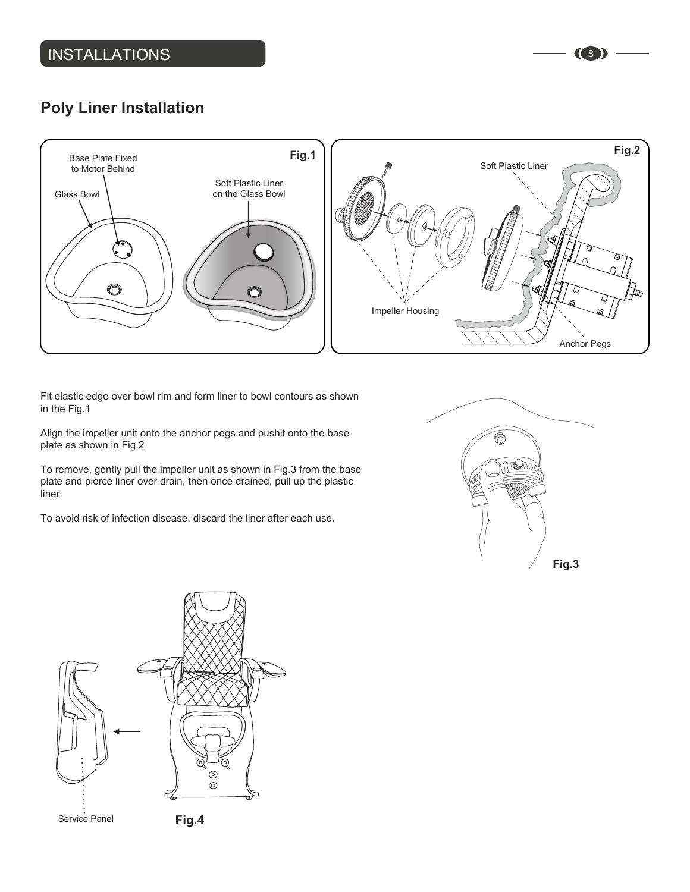## INSTALLATIONS

# Poly Liner Installation

Fig.1

Base Plate Fixed to Motor Behind

Glass Bowl

Soft Plastic Liner on the Glass Bowl

Fig.2

Soft Plastic Liner

Impeller Housing

Anchor Pegs

Fit elastic edge over bowl rim and form liner to bowl contours as shown in the Fig.1

Align the impeller unit onto the anchor pegs and pushit onto the base plate as shown in Fig.2

To remove, gently pull the impeller unit as shown in Fig.3 from the base plate and pierce liner over drain, then once drained, pull up the plastic liner.

To avoid risk of infection disease, discard the liner after each use.

Fig.3

Service Panel

Fig.4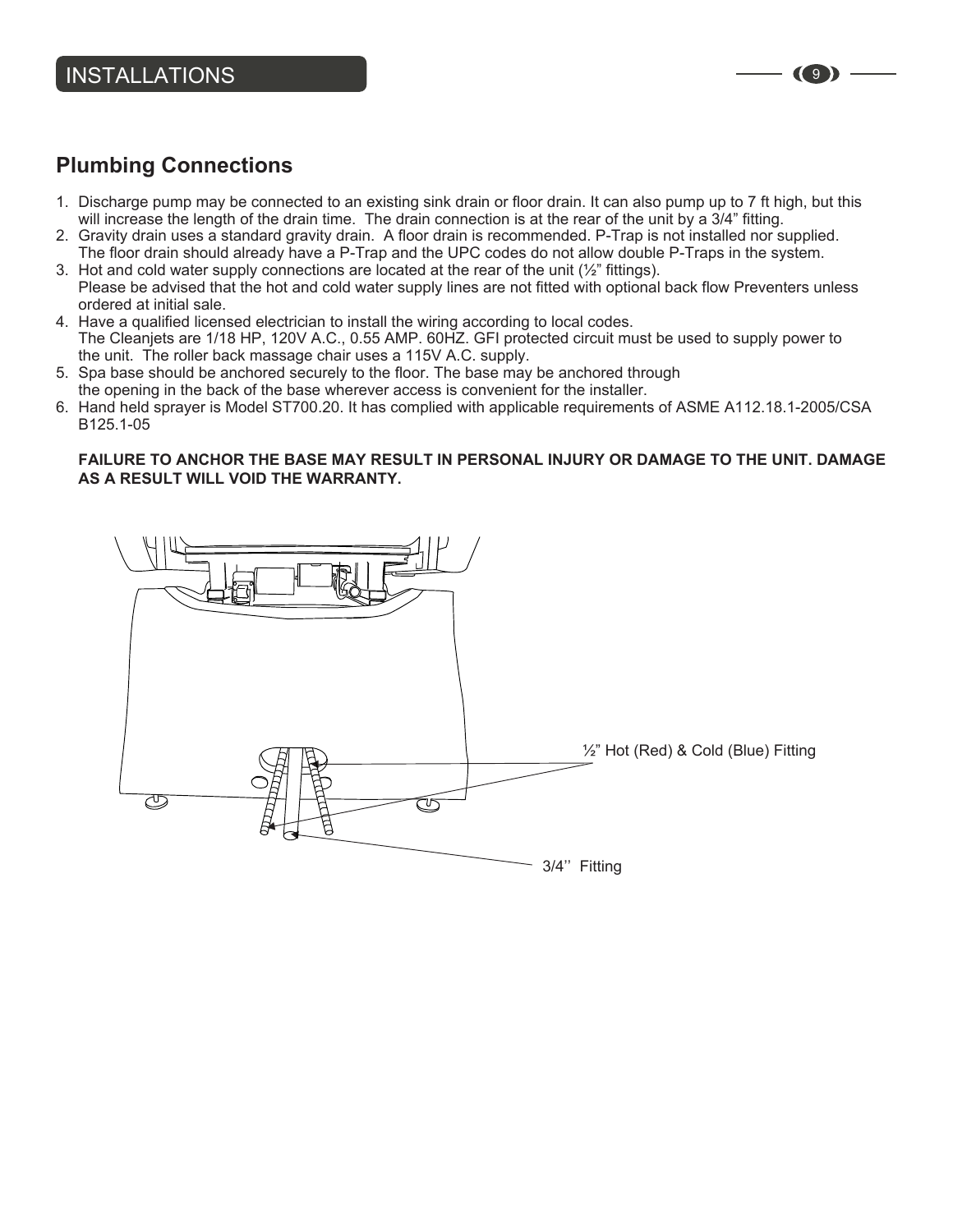## Plumbing Connections

1. Discharge pump may be connected to an existing sink drain or floor drain. It can also pump up to 7 ft high, but this will increase the length of the drain time. The drain connection is at the rear of the unit by a 3/4" fitting.
2. Gravity drain uses a standard gravity drain. A floor drain is recommended. P-Trap is not installed nor supplied. The floor drain should already have a P-Trap and the UPC codes do not allow double P-Traps in the system.
3. Hot and cold water supply connections are located at the rear of the unit (½" fittings). Please be advised that the hot and cold water supply lines are not fitted with optional back flow Preventers unless ordered at initial sale.
4. Have a qualified licensed electrician to install the wiring according to local codes. The Cleanjets are 1/18 HP, 120V A.C., 0.55 AMP. 60HZ. GFI protected circuit must be used to supply power to the unit. The roller back massage chair uses a 115V A.C. supply.
5. Spa base should be anchored securely to the floor. The base may be anchored through the opening in the back of the base wherever access is convenient for the installer.
6. Hand held sprayer is Model ST700.20. It has complied with applicable requirements of ASME A112.18.1-2005/CSA B125.1-05

**FAILURE TO ANCHOR THE BASE MAY RESULT IN PERSONAL INJURY OR DAMAGE TO THE UNIT. DAMAGE AS A RESULT WILL VOID THE WARRANTY.**

½" Hot (Red) & Cold (Blue) Fitting

3/4'' Fitting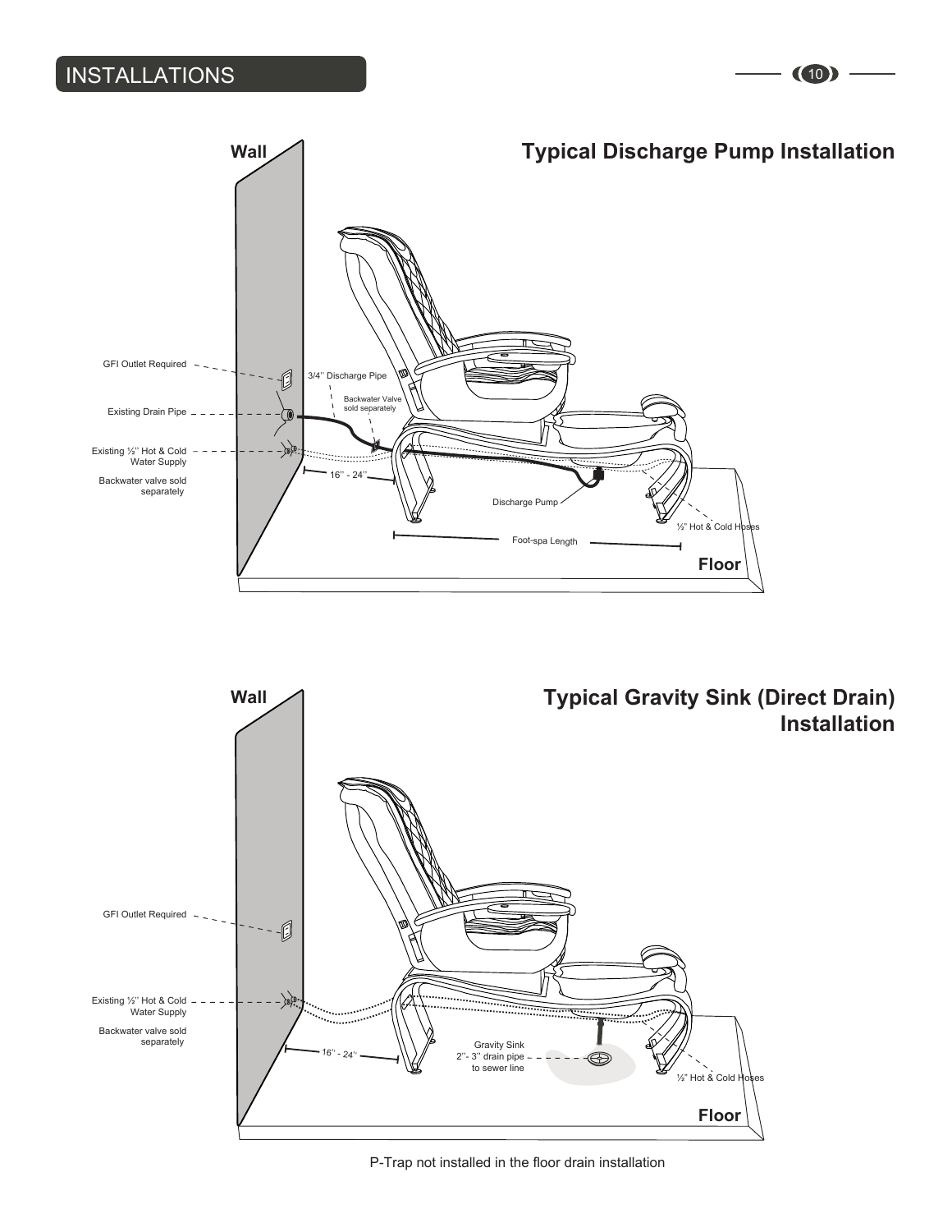# INSTALLATIONS

## Typical Discharge Pump Installation

Wall

GFI Outlet Required

Existing Drain Pipe

Existing ½" Hot & Cold Water Supply

Backwater valve sold separately

3/4" Discharge Pipe

Backwater Valve sold separately

16" - 24"

Discharge Pump

½" Hot & Cold Hoses

Foot-spa Length

Floor

## Typical Gravity Sink (Direct Drain) Installation

Wall

GFI Outlet Required

Existing ½" Hot & Cold Water Supply

Backwater valve sold separately

16" - 24"

Gravity Sink 2"- 3" drain pipe to sewer line

½" Hot & Cold Hoses

Floor

P-Trap not installed in the floor drain installation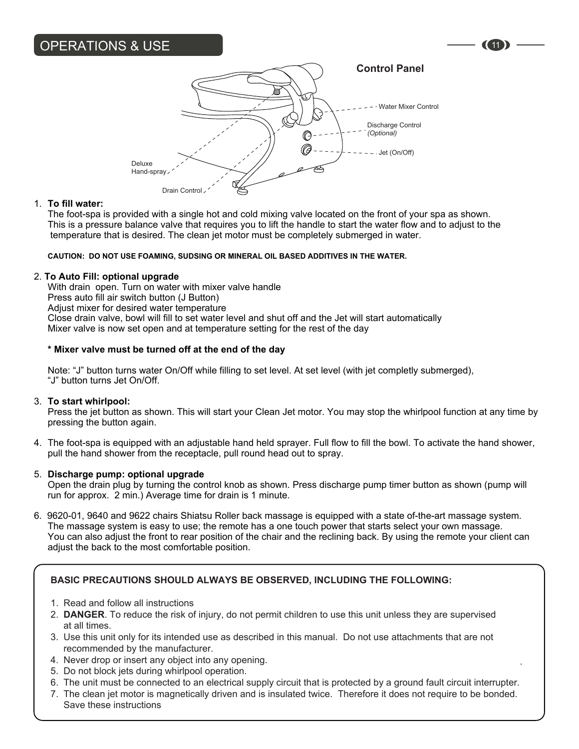## OPERATIONS & USE

**Control Panel**

Water Mixer Control

Discharge Control
*(Optional)*

Jet (On/Off)

Deluxe Hand-spray

Drain Control

1. **To fill water:**
   The foot-spa is provided with a single hot and cold mixing valve located on the front of your spa as shown. This is a pressure balance valve that requires you to lift the handle to start the water flow and to adjust to the temperature that is desired. The clean jet motor must be completely submerged in water.

   **CAUTION: DO NOT USE FOAMING, SUDSING OR MINERAL OIL BASED ADDITIVES IN THE WATER.**

2. **To Auto Fill: optional upgrade**
   With drain open. Turn on water with mixer valve handle
   Press auto fill air switch button (J Button)
   Adjust mixer for desired water temperature
   Close drain valve, bowl will fill to set water level and shut off and the Jet will start automatically
   Mixer valve is now set open and at temperature setting for the rest of the day

   **\* Mixer valve must be turned off at the end of the day**

   Note: “J” button turns water On/Off while filling to set level. At set level (with jet completly submerged), “J” button turns Jet On/Off.

3. **To start whirlpool:**
   Press the jet button as shown. This will start your Clean Jet motor. You may stop the whirlpool function at any time by pressing the button again.

4. The foot-spa is equipped with an adjustable hand held sprayer. Full flow to fill the bowl. To activate the hand shower, pull the hand shower from the receptacle, pull round head out to spray.

5. **Discharge pump: optional upgrade**
   Open the drain plug by turning the control knob as shown. Press discharge pump timer button as shown (pump will run for approx. 2 min.) Average time for drain is 1 minute.

6. 9620-01, 9640 and 9622 chairs Shiatsu Roller back massage is equipped with a state of-the-art massage system. The massage system is easy to use; the remote has a one touch power that starts select your own massage. You can also adjust the front to rear position of the chair and the reclining back. By using the remote your client can adjust the back to the most comfortable position.

**BASIC PRECAUTIONS SHOULD ALWAYS BE OBSERVED, INCLUDING THE FOLLOWING:**

1. Read and follow all instructions
2. **DANGER**. To reduce the risk of injury, do not permit children to use this unit unless they are supervised at all times.
3. Use this unit only for its intended use as described in this manual. Do not use attachments that are not recommended by the manufacturer.
4. Never drop or insert any object into any opening.
5. Do not block jets during whirlpool operation.
6. The unit must be connected to an electrical supply circuit that is protected by a ground fault circuit interrupter.
7. The clean jet motor is magnetically driven and is insulated twice. Therefore it does not require to be bonded.
   Save these instructions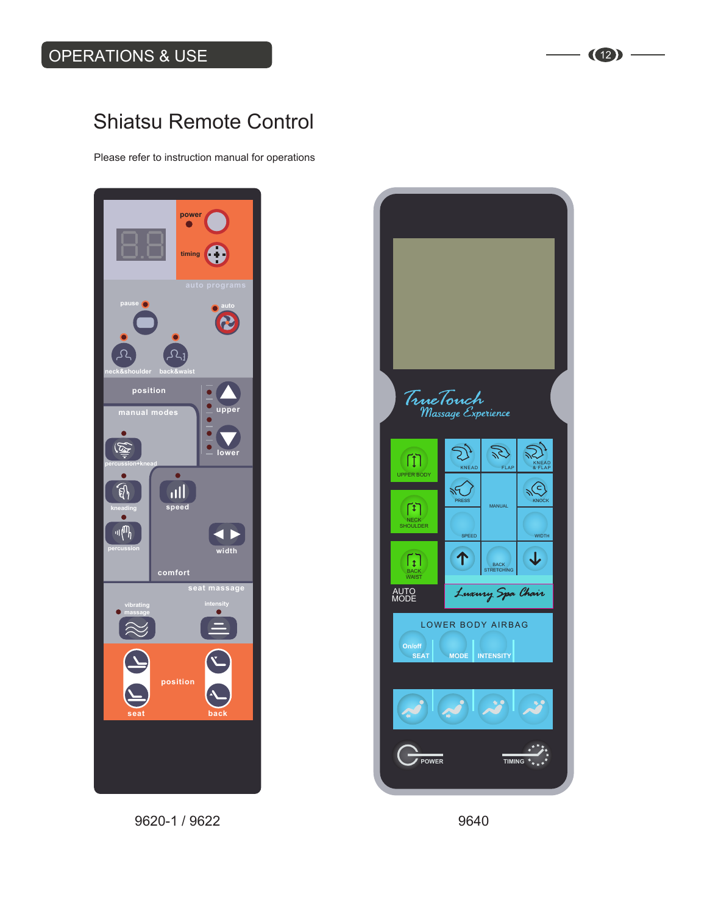# OPERATIONS & USE

## Shiatsu Remote Control

Please refer to instruction manual for operations

power
timing
auto programs
pause
auto
neck&shoulder
back&waist
position
manual modes
upper
lower
percussion+knead
kneading
speed
percussion
width
comfort
seat massage
vibrating massage
intensity
position
seat
back

9620-1 / 9622

TrueTouch Massage Experience

UPPER BODY
KNEAD
FLAP
KNEAD & FLAP
PRESS
MANUAL
KNOCK
NECK SHOULDER
SPEED
WIDTH
BACK WAIST
BACK STRETCHING
AUTO MODE
Luxury Spa Chair
LOWER BODY AIRBAG
On/off SEAT
MODE
INTENSITY
POWER
TIMING

9640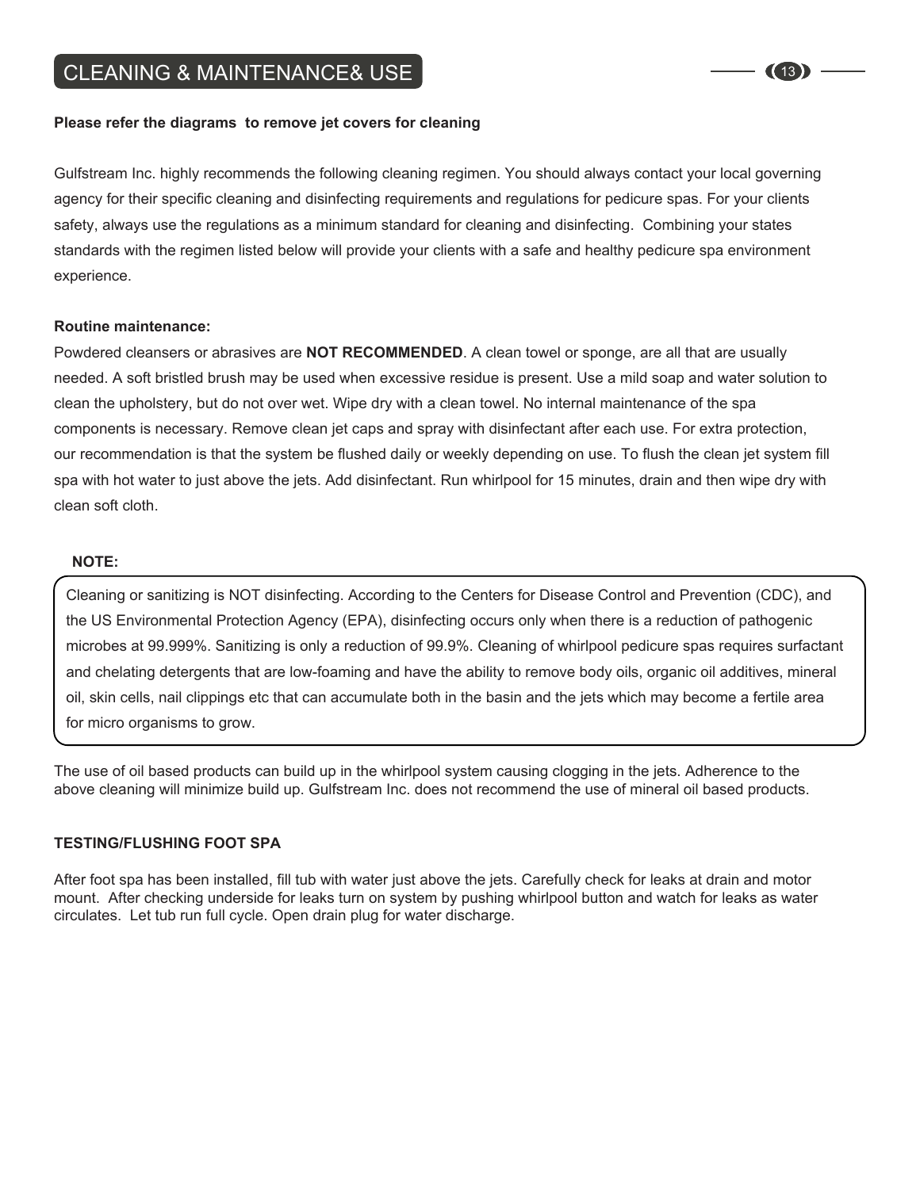## CLEANING & MAINTENANCE& USE

**Please refer the diagrams  to remove jet covers for cleaning**

Gulfstream Inc. highly recommends the following cleaning regimen. You should always contact your local governing agency for their specific cleaning and disinfecting requirements and regulations for pedicure spas. For your clients safety, always use the regulations as a minimum standard for cleaning and disinfecting.  Combining your states standards with the regimen listed below will provide your clients with a safe and healthy pedicure spa environment experience.

**Routine maintenance:**

Powdered cleansers or abrasives are **NOT RECOMMENDED**. A clean towel or sponge, are all that are usually needed. A soft bristled brush may be used when excessive residue is present. Use a mild soap and water solution to clean the upholstery, but do not over wet. Wipe dry with a clean towel. No internal maintenance of the spa components is necessary. Remove clean jet caps and spray with disinfectant after each use. For extra protection, our recommendation is that the system be flushed daily or weekly depending on use. To flush the clean jet system fill spa with hot water to just above the jets. Add disinfectant. Run whirlpool for 15 minutes, drain and then wipe dry with clean soft cloth.

**NOTE:**

Cleaning or sanitizing is NOT disinfecting. According to the Centers for Disease Control and Prevention (CDC), and the US Environmental Protection Agency (EPA), disinfecting occurs only when there is a reduction of pathogenic microbes at 99.999%. Sanitizing is only a reduction of 99.9%. Cleaning of whirlpool pedicure spas requires surfactant and chelating detergents that are low-foaming and have the ability to remove body oils, organic oil additives, mineral oil, skin cells, nail clippings etc that can accumulate both in the basin and the jets which may become a fertile area for micro organisms to grow.

The use of oil based products can build up in the whirlpool system causing clogging in the jets. Adherence to the above cleaning will minimize build up. Gulfstream Inc. does not recommend the use of mineral oil based products.

**TESTING/FLUSHING FOOT SPA**

After foot spa has been installed, fill tub with water just above the jets. Carefully check for leaks at drain and motor mount.  After checking underside for leaks turn on system by pushing whirlpool button and watch for leaks as water circulates.  Let tub run full cycle. Open drain plug for water discharge.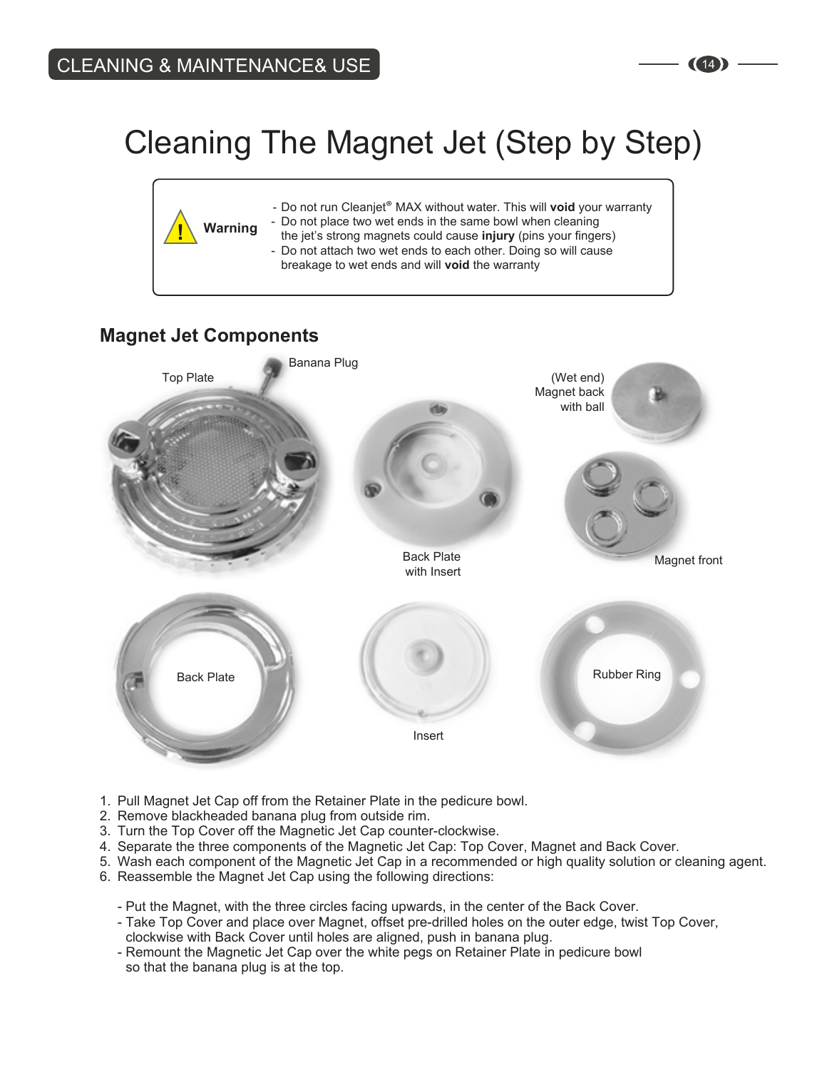# Cleaning The Magnet Jet (Step by Step)

**Warning**

- Do not run Cleanjet® MAX without water. This will **void** your warranty
- Do not place two wet ends in the same bowl when cleaning the jet's strong magnets could cause **injury** (pins your fingers)
- Do not attach two wet ends to each other. Doing so will cause breakage to wet ends and will **void** the warranty

## Magnet Jet Components

Top Plate

Banana Plug

Back Plate with Insert

(Wet end) Magnet back with ball

Magnet front

Back Plate

Insert

Rubber Ring

1. Pull Magnet Jet Cap off from the Retainer Plate in the pedicure bowl.
2. Remove blackheaded banana plug from outside rim.
3. Turn the Top Cover off the Magnetic Jet Cap counter-clockwise.
4. Separate the three components of the Magnetic Jet Cap: Top Cover, Magnet and Back Cover.
5. Wash each component of the Magnetic Jet Cap in a recommended or high quality solution or cleaning agent.
6. Reassemble the Magnet Jet Cap using the following directions:

   - Put the Magnet, with the three circles facing upwards, in the center of the Back Cover.
   - Take Top Cover and place over Magnet, offset pre-drilled holes on the outer edge, twist Top Cover, clockwise with Back Cover until holes are aligned, push in banana plug.
   - Remount the Magnetic Jet Cap over the white pegs on Retainer Plate in pedicure bowl so that the banana plug is at the top.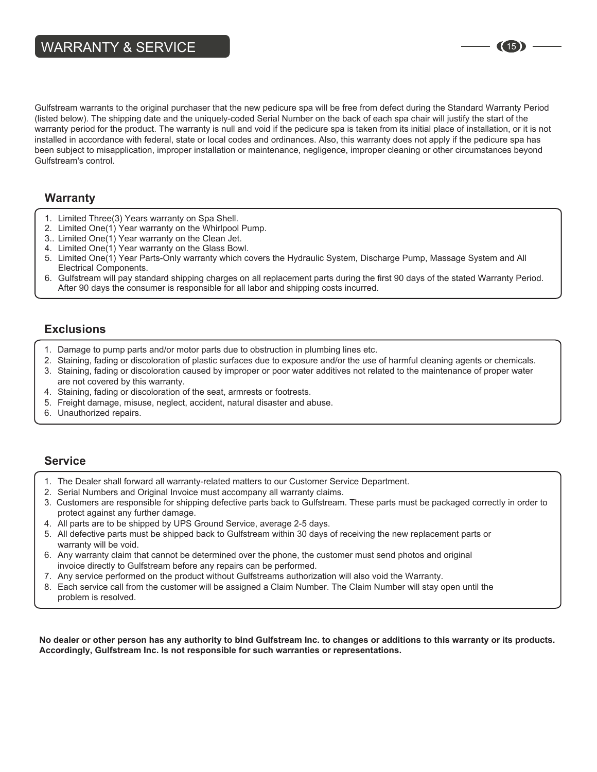# WARRANTY & SERVICE

Gulfstream warrants to the original purchaser that the new pedicure spa will be free from defect during the Standard Warranty Period (listed below). The shipping date and the uniquely-coded Serial Number on the back of each spa chair will justify the start of the warranty period for the product. The warranty is null and void if the pedicure spa is taken from its initial place of installation, or it is not installed in accordance with federal, state or local codes and ordinances. Also, this warranty does not apply if the pedicure spa has been subject to misapplication, improper installation or maintenance, negligence, improper cleaning or other circumstances beyond Gulfstream's control.

## Warranty

1. Limited Three(3) Years warranty on Spa Shell.
2. Limited One(1) Year warranty on the Whirlpool Pump.
3. Limited One(1) Year warranty on the Clean Jet.
4. Limited One(1) Year warranty on the Glass Bowl.
5. Limited One(1) Year Parts-Only warranty which covers the Hydraulic System, Discharge Pump, Massage System and All Electrical Components.
6. Gulfstream will pay standard shipping charges on all replacement parts during the first 90 days of the stated Warranty Period. After 90 days the consumer is responsible for all labor and shipping costs incurred.

## Exclusions

1. Damage to pump parts and/or motor parts due to obstruction in plumbing lines etc.
2. Staining, fading or discoloration of plastic surfaces due to exposure and/or the use of harmful cleaning agents or chemicals.
3. Staining, fading or discoloration caused by improper or poor water additives not related to the maintenance of proper water are not covered by this warranty.
4. Staining, fading or discoloration of the seat, armrests or footrests.
5. Freight damage, misuse, neglect, accident, natural disaster and abuse.
6. Unauthorized repairs.

## Service

1. The Dealer shall forward all warranty-related matters to our Customer Service Department.
2. Serial Numbers and Original Invoice must accompany all warranty claims.
3. Customers are responsible for shipping defective parts back to Gulfstream. These parts must be packaged correctly in order to protect against any further damage.
4. All parts are to be shipped by UPS Ground Service, average 2-5 days.
5. All defective parts must be shipped back to Gulfstream within 30 days of receiving the new replacement parts or warranty will be void.
6. Any warranty claim that cannot be determined over the phone, the customer must send photos and original invoice directly to Gulfstream before any repairs can be performed.
7. Any service performed on the product without Gulfstreams authorization will also void the Warranty.
8. Each service call from the customer will be assigned a Claim Number. The Claim Number will stay open until the problem is resolved.

**No dealer or other person has any authority to bind Gulfstream Inc. to changes or additions to this warranty or its products. Accordingly, Gulfstream Inc. Is not responsible for such warranties or representations.**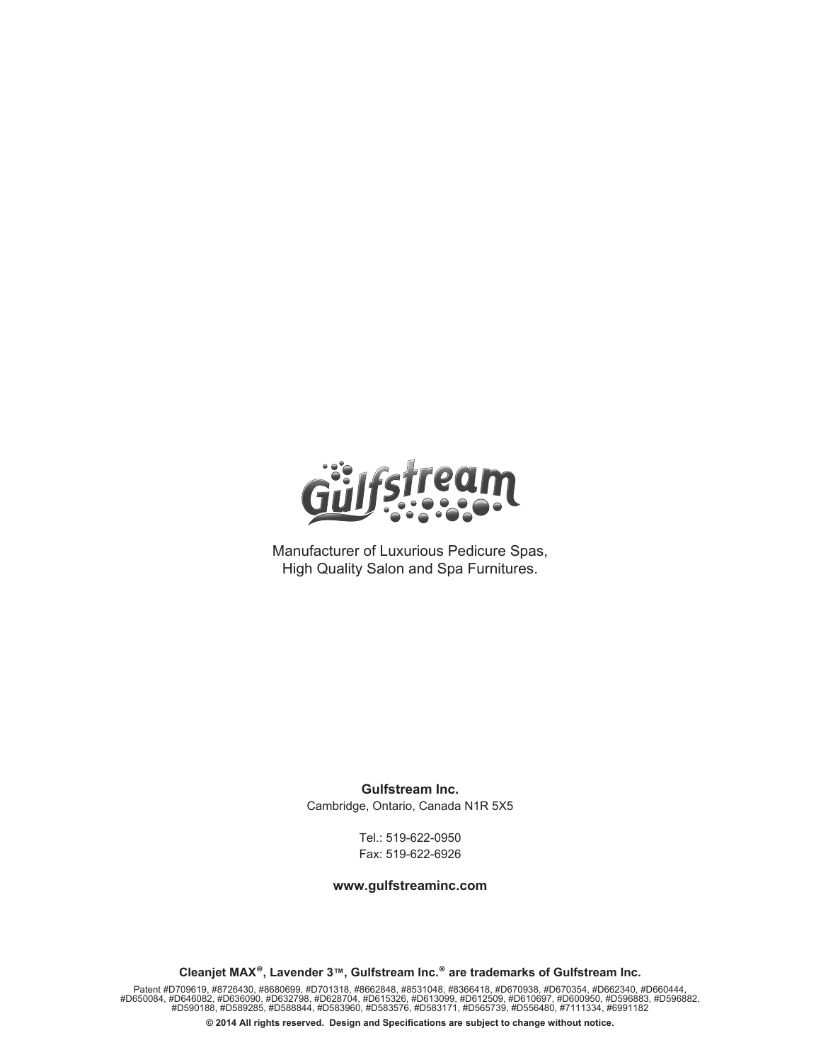Gulfstream

Manufacturer of Luxurious Pedicure Spas,
High Quality Salon and Spa Furnitures.

**Gulfstream Inc.**
Cambridge, Ontario, Canada N1R 5X5

Tel.: 519-622-0950
Fax: 519-622-6926

**www.gulfstreaminc.com**

**Cleanjet MAX®, Lavender 3™, Gulfstream Inc.® are trademarks of Gulfstream Inc.**

Patent #D709619, #8726430, #8680699, #D701318, #8662848, #8531048, #8366418, #D670938, #D670354, #D662340, #D660444, #D650084, #D646082, #D636090, #D632798, #D628704, #D615326, #D613099, #D612509, #D610697, #D600950, #D596883, #D596882, #D590188, #D589285, #D588844, #D583960, #D583576, #D583171, #D565739, #D556480, #7111334, #6991182

**© 2014 All rights reserved. Design and Specifications are subject to change without notice.**